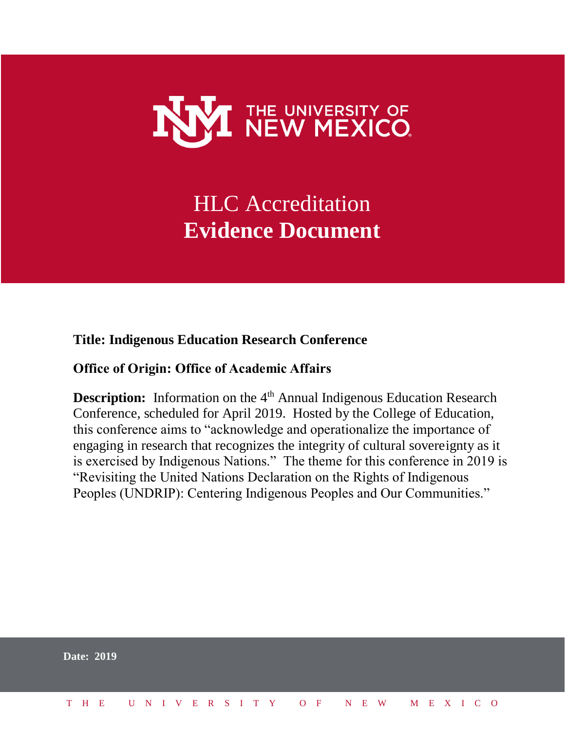THE UNIVERSITY OF NEW MEXICO

# HLC Accreditation
# **Evidence Document**

**Title: Indigenous Education Research Conference**

**Office of Origin: Office of Academic Affairs**

**Description:** Information on the 4th Annual Indigenous Education Research Conference, scheduled for April 2019. Hosted by the College of Education, this conference aims to "acknowledge and operationalize the importance of engaging in research that recognizes the integrity of cultural sovereignty as it is exercised by Indigenous Nations." The theme for this conference in 2019 is "Revisiting the United Nations Declaration on the Rights of Indigenous Peoples (UNDRIP): Centering Indigenous Peoples and Our Communities."

**Date: 2019**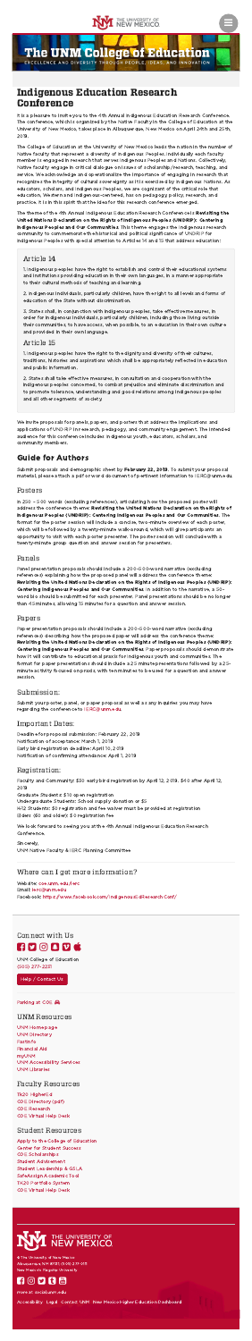# The UNM College of Education

EXCELLENCE AND DIVERSITY THROUGH PEOPLE, IDEAS, AND INNOVATION

# Indigenous Education Research Conference

It is a pleasure to invite you to the 4th Annual Indigenous Education Research Conference. The conference, which is organized by the Native Faculty in the College of Education at the University of New Mexico, takes place in Albuquerque, New Mexico on April 24th and 25th, 2019.

The College of Education at the University of New Mexico leads the nation in the number of Native faculty that represent a diversity of Indigenous Peoples. Individually each faculty member is engaged in research that serves Indigenous Peoples and Nations. Collectively, Native faculty engage in critical dialogue on issues of scholarship/research, teaching, and service. We acknowledge and operationalize the importance of engaging in research that recognizes the integrity of cultural sovereignty as it is exercised by Indigenous Nations. As educators, scholars, and Indigenous Peoples, we are cognizant of the critical role that education, Western and Indigenous-centered, has on pedagogy, policy, research, and practice. It is in this spirit that the idea for this research conference emerged.

The theme of the 4th Annual Indigenous Education Research Conference is **Revisiting the United Nations Declaration on the Rights of Indigenous Peoples (UNDRIP): Centering Indigenous Peoples and Our Communities**. This theme engages the Indigenous research community to commemorate the historical and political significance of UNDRIP for Indigenous Peoples with special attention to Article 14 and 15 that address education:

### Article 14

1. Indigenous peoples have the right to establish and control their educational systems and institutions providing education in their own languages, in a manner appropriate to their cultural methods of teaching and learning.

2. Indigenous individuals, particularly children, have the right to all levels and forms of education of the State without discrimination.

3. States shall, in conjunction with indigenous peoples, take effective measures, in order for indigenous individuals, particularly children, including those living outside their communities, to have access, when possible, to an education in their own culture and provided in their own language.

### Article 15

1. Indigenous peoples have the right to the dignity and diversity of their cultures, traditions, histories and aspirations which shall be appropriately reflected in education and public information.

2. States shall take effective measures, in consultation and cooperation with the indigenous peoples concerned, to combat prejudice and eliminate discrimination and to promote tolerance, understanding and good relations among indigenous peoples and all other segments of society.

We invite proposals for panels, papers, and posters that address the implications and applications of UNDRIP in research, pedagogy, and community engagement. The intended audience for this conference includes Indigenous youth, educators, scholars, and community members.

## Guide for Authors

Submit proposals and demographic sheet by **February 22, 2019**. To submit your proposal material, please attach a pdf or word document of pertinent information to IERC@unm.edu.

### Posters

In 250 – 500 words (excluding references), articulating how the proposed poster will address the conference theme **Revisiting the United Nations Declaration on the Rights of Indigenous Peoples (UNDRIP): Centering Indigenous Peoples and Our Communities**. The format for the poster session will include a concise, two-minute overview of each poster, which will be followed by a twenty-minute walk-around, which will give participants an opportunity to visit with each poster presenter. The poster session will conclude with a twenty-minute group question and answer session for presenters.

### Panels

Panel presentation proposals should include a 200-500-word narrative (excluding references) explaining how the proposed panel will address the conference theme: **Revisiting the United Nations Declaration on the Rights of Indigenous Peoples (UNDRIP): Centering Indigenous Peoples and Our Communities**. In addition to the narrative, a 50-word bio should be submitted for each presenter. Panel presentations should be no longer than 45 minutes, allowing 15 minutes for a question and answer session.

### Papers

Paper presentation proposals should include a 200-500-word narrative (excluding references) describing how the proposed paper will address the conference theme **Revisiting the United Nations Declaration on the Rights of Indigenous Peoples (UNDRIP): Centering Indigenous Peoples and Our Communities**. Paper proposals should demonstrate how it will contribute to educational praxis for Indigenous youth and communities. The format for paper presentations should include a 25 minute presentations followed by a 25-minute activity focused on praxis, with ten minutes to be used for question and answer session.

### Submission:

Submit your poster, panel, or paper proposal as well as any inquiries you may have regarding the conference to IERC@unm.edu.

### Important Dates:

Deadline for proposal submission: February 22, 2019
Notification of acceptance: March 1, 2019
Early bird registration deadline: April 10, 2019
Notification of confirming attendance: April 1, 2019

### Registration:

Faculty and Community: $30 early bird registration by April 12, 2019. $40 after April 12, 2019
Graduate Students: $10 open registration
Undergraduate Students: School supply donation or $5
K-12 Students: $0 registration and fee waiver must be provided at registration
Elders (60 and older): $0 registration fee

We look forward to seeing you at the 4th Annual Indigenous Education Research Conference.

Sincerely,
UNM Native Faculty & IERC Planning Committee

### Where can I get more information?

Website: coe.unm.edu/ierc
Email: ierc@unm.edu
Facebook: https://www.facebook.com/IndigenousEdResearchConf/

## Connect with Us

UNM College of Education
(505) 277-2231

Help / Contact Us

Parking at COE

## UNM Resources

UNM Homepage
UNM Directory
FastInfo
Financial Aid
myUNM
UNM Accessibility Services
UNM Libraries

## Faculty Resources

TK20 HigherEd
COE Directory (pdf)
COE Research
COE Virtual Help Desk

## Student Resources

Apply to the College of Education
Center for Student Success
COE Scholarships
Student Advisement
Student Leadership & GSLA
SafeAssign Academic Tool
TK20 Portfolio System
COE Virtual Help Desk

THE UNIVERSITY OF NEW MEXICO

© The University of New Mexico
Albuquerque, NM 87131, (505) 277-0111
New Mexico's Flagship University

more at social.unm.edu

Accessibility Legal Contact UNM New Mexico Higher Education Dashboard